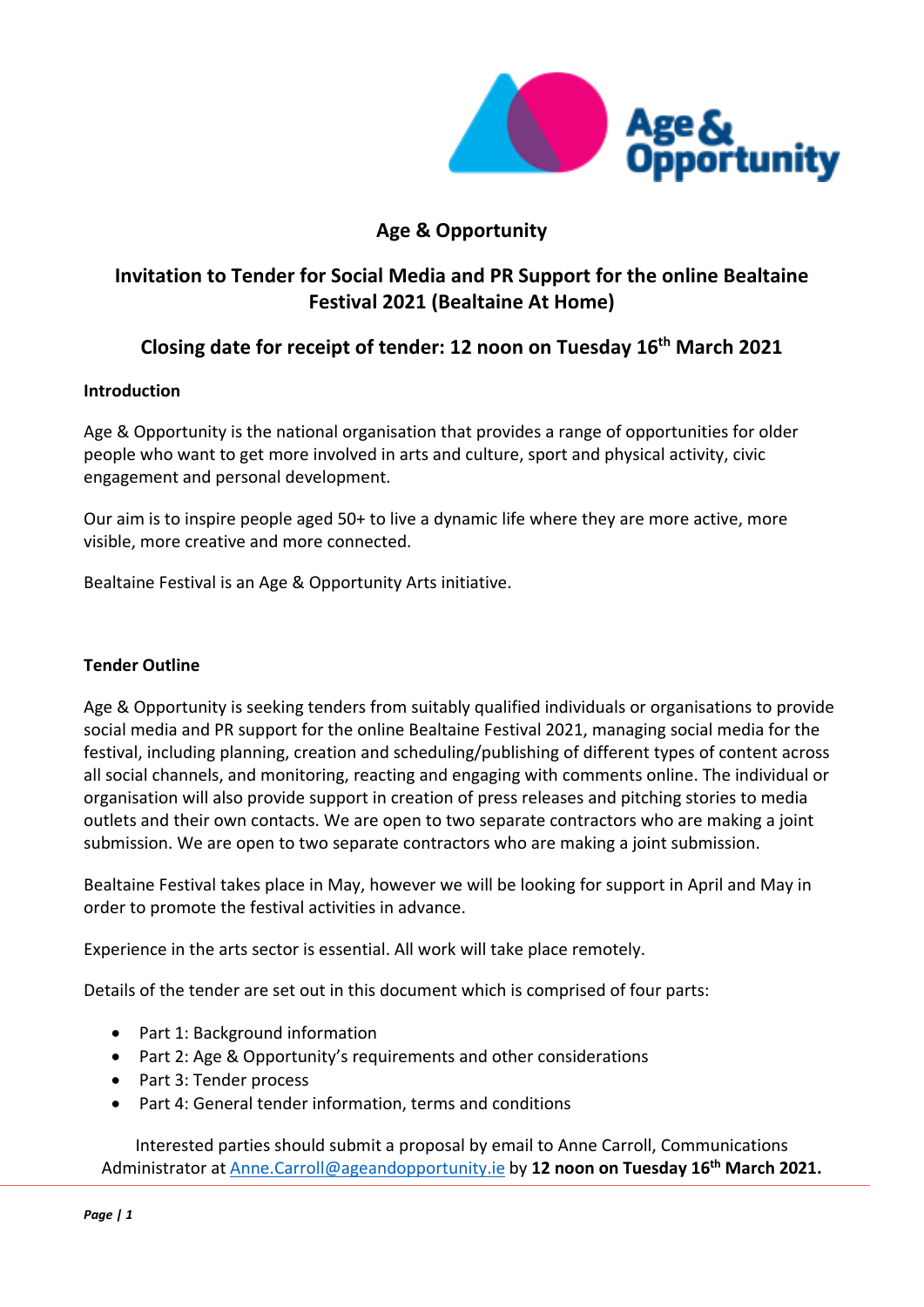# Age & Opportunity

## Invitation to Tender for Social Media and PR Support for the online Bealtaine Festival 2021 (Bealtaine At Home)

## Closing date for receipt of tender: 12 noon on Tuesday 16th March 2021

### Introduction

Age & Opportunity is the national organisation that provides a range of opportunities for older people who want to get more involved in arts and culture, sport and physical activity, civic engagement and personal development.

Our aim is to inspire people aged 50+ to live a dynamic life where they are more active, more visible, more creative and more connected.

Bealtaine Festival is an Age & Opportunity Arts initiative.

### Tender Outline

Age & Opportunity is seeking tenders from suitably qualified individuals or organisations to provide social media and PR support for the online Bealtaine Festival 2021, managing social media for the festival, including planning, creation and scheduling/publishing of different types of content across all social channels, and monitoring, reacting and engaging with comments online. The individual or organisation will also provide support in creation of press releases and pitching stories to media outlets and their own contacts. We are open to two separate contractors who are making a joint submission. We are open to two separate contractors who are making a joint submission.

Bealtaine Festival takes place in May, however we will be looking for support in April and May in order to promote the festival activities in advance.

Experience in the arts sector is essential. All work will take place remotely.

Details of the tender are set out in this document which is comprised of four parts:

- Part 1: Background information
- Part 2: Age & Opportunity's requirements and other considerations
- Part 3: Tender process
- Part 4: General tender information, terms and conditions

Interested parties should submit a proposal by email to Anne Carroll, Communications Administrator at Anne.Carroll@ageandopportunity.ie by **12 noon on Tuesday 16th March 2021.**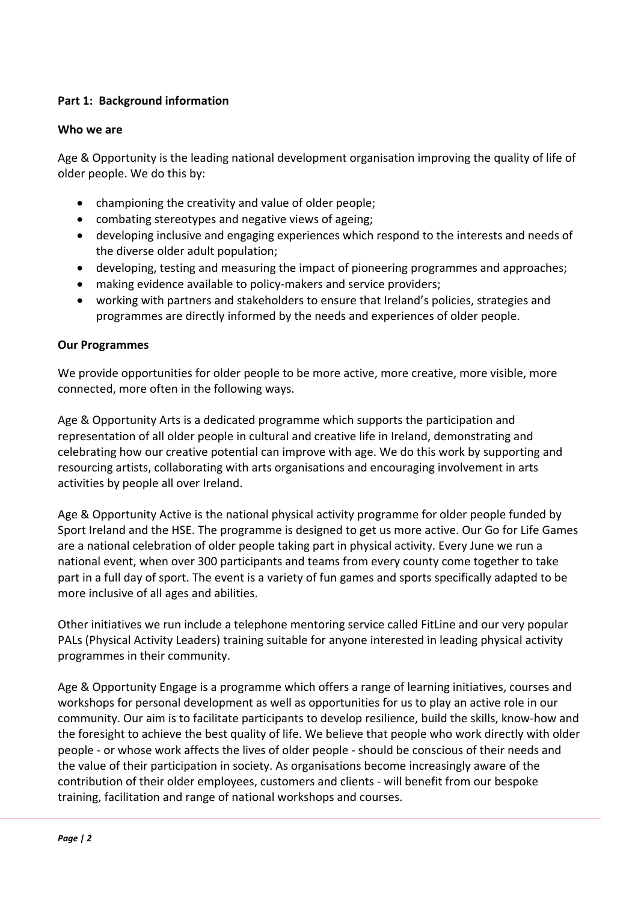**Part 1: Background information**

**Who we are**

Age & Opportunity is the leading national development organisation improving the quality of life of older people. We do this by:

- championing the creativity and value of older people;
- combating stereotypes and negative views of ageing;
- developing inclusive and engaging experiences which respond to the interests and needs of the diverse older adult population;
- developing, testing and measuring the impact of pioneering programmes and approaches;
- making evidence available to policy-makers and service providers;
- working with partners and stakeholders to ensure that Ireland's policies, strategies and programmes are directly informed by the needs and experiences of older people.

**Our Programmes**

We provide opportunities for older people to be more active, more creative, more visible, more connected, more often in the following ways.

Age & Opportunity Arts is a dedicated programme which supports the participation and representation of all older people in cultural and creative life in Ireland, demonstrating and celebrating how our creative potential can improve with age. We do this work by supporting and resourcing artists, collaborating with arts organisations and encouraging involvement in arts activities by people all over Ireland.

Age & Opportunity Active is the national physical activity programme for older people funded by Sport Ireland and the HSE. The programme is designed to get us more active. Our Go for Life Games are a national celebration of older people taking part in physical activity. Every June we run a national event, when over 300 participants and teams from every county come together to take part in a full day of sport. The event is a variety of fun games and sports specifically adapted to be more inclusive of all ages and abilities.

Other initiatives we run include a telephone mentoring service called FitLine and our very popular PALs (Physical Activity Leaders) training suitable for anyone interested in leading physical activity programmes in their community.

Age & Opportunity Engage is a programme which offers a range of learning initiatives, courses and workshops for personal development as well as opportunities for us to play an active role in our community. Our aim is to facilitate participants to develop resilience, build the skills, know-how and the foresight to achieve the best quality of life. We believe that people who work directly with older people - or whose work affects the lives of older people - should be conscious of their needs and the value of their participation in society. As organisations become increasingly aware of the contribution of their older employees, customers and clients - will benefit from our bespoke training, facilitation and range of national workshops and courses.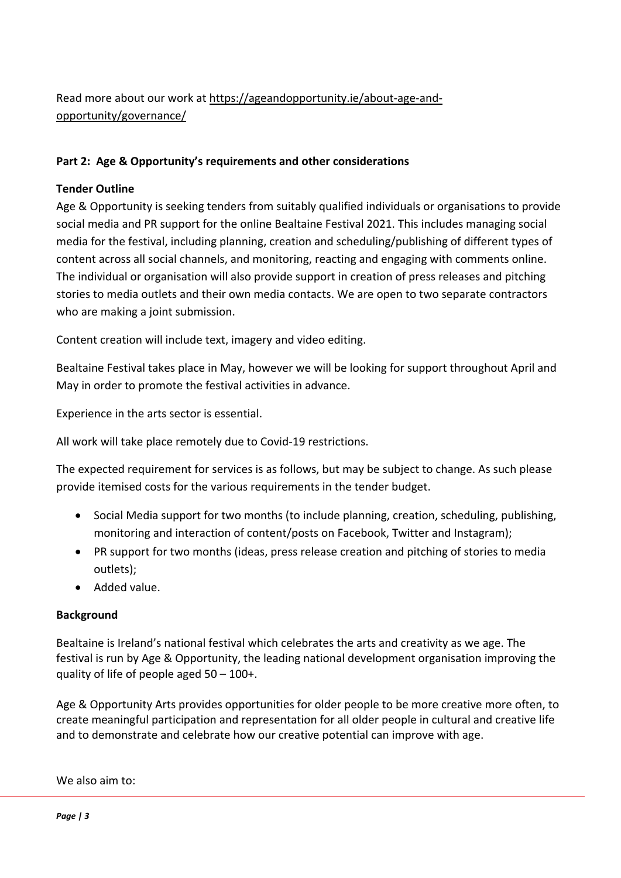Read more about our work at [https://ageandopportunity.ie/about-age-and-opportunity/governance/](https://ageandopportunity.ie/about-age-and-opportunity/governance/)

## Part 2: Age & Opportunity's requirements and other considerations

### Tender Outline

Age & Opportunity is seeking tenders from suitably qualified individuals or organisations to provide social media and PR support for the online Bealtaine Festival 2021. This includes managing social media for the festival, including planning, creation and scheduling/publishing of different types of content across all social channels, and monitoring, reacting and engaging with comments online. The individual or organisation will also provide support in creation of press releases and pitching stories to media outlets and their own media contacts. We are open to two separate contractors who are making a joint submission.

Content creation will include text, imagery and video editing.

Bealtaine Festival takes place in May, however we will be looking for support throughout April and May in order to promote the festival activities in advance.

Experience in the arts sector is essential.

All work will take place remotely due to Covid-19 restrictions.

The expected requirement for services is as follows, but may be subject to change. As such please provide itemised costs for the various requirements in the tender budget.

- Social Media support for two months (to include planning, creation, scheduling, publishing, monitoring and interaction of content/posts on Facebook, Twitter and Instagram);
- PR support for two months (ideas, press release creation and pitching of stories to media outlets);
- Added value.

### Background

Bealtaine is Ireland's national festival which celebrates the arts and creativity as we age. The festival is run by Age & Opportunity, the leading national development organisation improving the quality of life of people aged 50 – 100+.

Age & Opportunity Arts provides opportunities for older people to be more creative more often, to create meaningful participation and representation for all older people in cultural and creative life and to demonstrate and celebrate how our creative potential can improve with age.

We also aim to: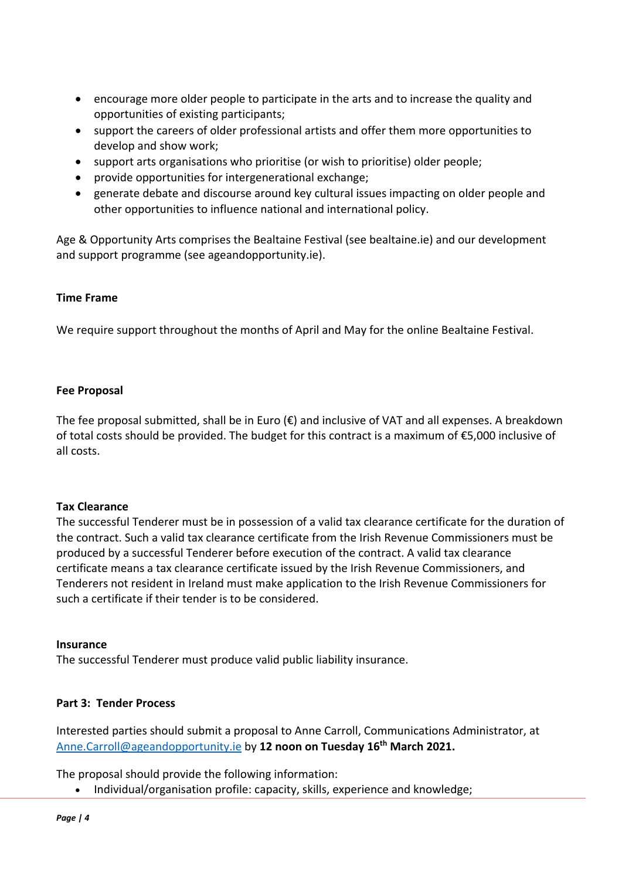- encourage more older people to participate in the arts and to increase the quality and opportunities of existing participants;
- support the careers of older professional artists and offer them more opportunities to develop and show work;
- support arts organisations who prioritise (or wish to prioritise) older people;
- provide opportunities for intergenerational exchange;
- generate debate and discourse around key cultural issues impacting on older people and other opportunities to influence national and international policy.

Age & Opportunity Arts comprises the Bealtaine Festival (see bealtaine.ie) and our development and support programme (see ageandopportunity.ie).

**Time Frame**

We require support throughout the months of April and May for the online Bealtaine Festival.

**Fee Proposal**

The fee proposal submitted, shall be in Euro (€) and inclusive of VAT and all expenses. A breakdown of total costs should be provided. The budget for this contract is a maximum of €5,000 inclusive of all costs.

**Tax Clearance**

The successful Tenderer must be in possession of a valid tax clearance certificate for the duration of the contract. Such a valid tax clearance certificate from the Irish Revenue Commissioners must be produced by a successful Tenderer before execution of the contract. A valid tax clearance certificate means a tax clearance certificate issued by the Irish Revenue Commissioners, and Tenderers not resident in Ireland must make application to the Irish Revenue Commissioners for such a certificate if their tender is to be considered.

**Insurance**

The successful Tenderer must produce valid public liability insurance.

**Part 3: Tender Process**

Interested parties should submit a proposal to Anne Carroll, Communications Administrator, at [Anne.Carroll@ageandopportunity.ie](mailto:Anne.Carroll@ageandopportunity.ie) by **12 noon on Tuesday 16th March 2021.**

The proposal should provide the following information:

- Individual/organisation profile: capacity, skills, experience and knowledge;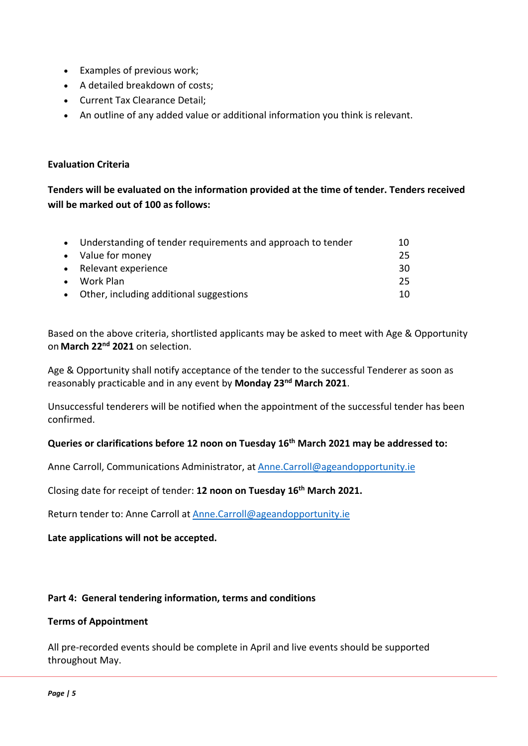- Examples of previous work;
- A detailed breakdown of costs;
- Current Tax Clearance Detail;
- An outline of any added value or additional information you think is relevant.

**Evaluation Criteria**

**Tenders will be evaluated on the information provided at the time of tender. Tenders received will be marked out of 100 as follows:**

| Criterion | Marks |
|---|---|
| Understanding of tender requirements and approach to tender | 10 |
| Value for money | 25 |
| Relevant experience | 30 |
| Work Plan | 25 |
| Other, including additional suggestions | 10 |

Based on the above criteria, shortlisted applicants may be asked to meet with Age & Opportunity on **March 22nd 2021** on selection.

Age & Opportunity shall notify acceptance of the tender to the successful Tenderer as soon as reasonably practicable and in any event by **Monday 23rd March 2021**.

Unsuccessful tenderers will be notified when the appointment of the successful tender has been confirmed.

**Queries or clarifications before 12 noon on Tuesday 16th March 2021 may be addressed to:**

Anne Carroll, Communications Administrator, at Anne.Carroll@ageandopportunity.ie

Closing date for receipt of tender: **12 noon on Tuesday 16th March 2021.**

Return tender to: Anne Carroll at Anne.Carroll@ageandopportunity.ie

**Late applications will not be accepted.**

## Part 4: General tendering information, terms and conditions

**Terms of Appointment**

All pre-recorded events should be complete in April and live events should be supported throughout May.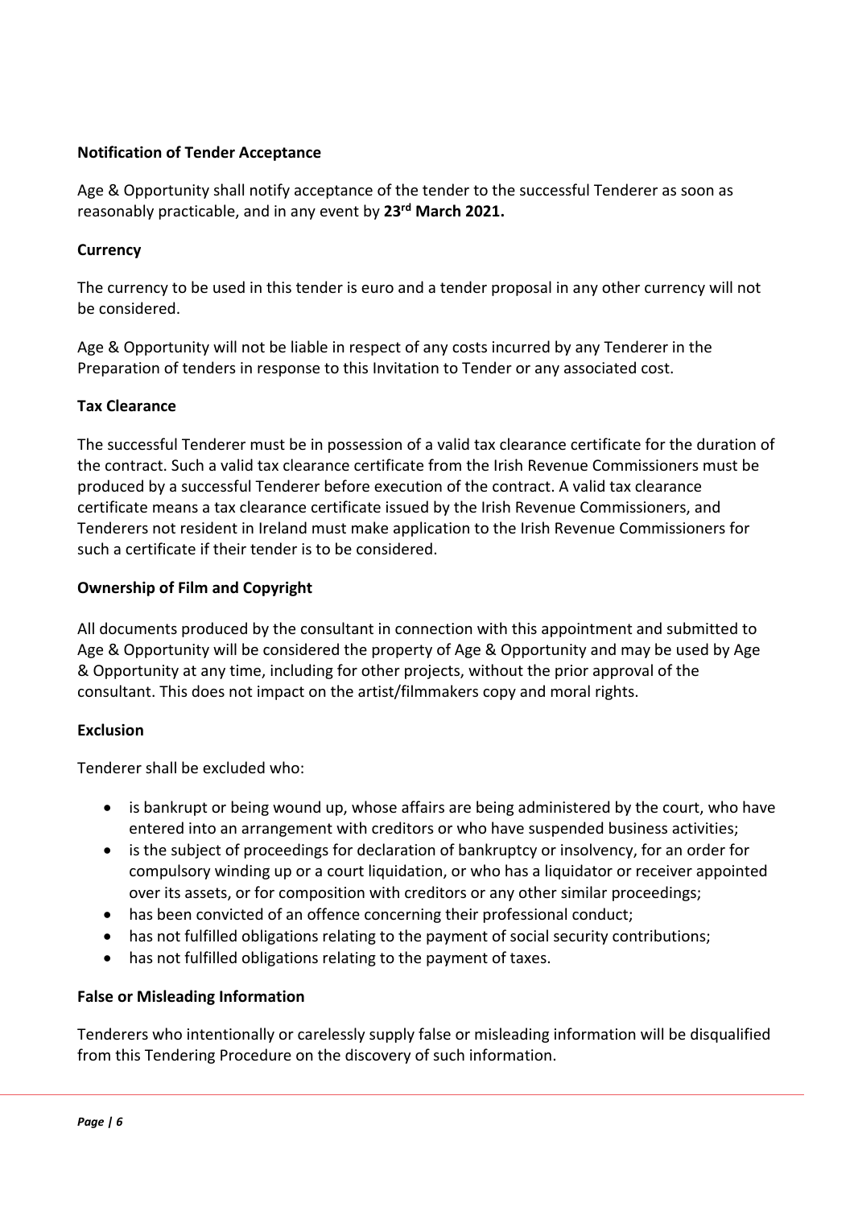**Notification of Tender Acceptance**

Age & Opportunity shall notify acceptance of the tender to the successful Tenderer as soon as reasonably practicable, and in any event by **23rd March 2021.**

**Currency**

The currency to be used in this tender is euro and a tender proposal in any other currency will not be considered.

Age & Opportunity will not be liable in respect of any costs incurred by any Tenderer in the Preparation of tenders in response to this Invitation to Tender or any associated cost.

**Tax Clearance**

The successful Tenderer must be in possession of a valid tax clearance certificate for the duration of the contract. Such a valid tax clearance certificate from the Irish Revenue Commissioners must be produced by a successful Tenderer before execution of the contract. A valid tax clearance certificate means a tax clearance certificate issued by the Irish Revenue Commissioners, and Tenderers not resident in Ireland must make application to the Irish Revenue Commissioners for such a certificate if their tender is to be considered.

**Ownership of Film and Copyright**

All documents produced by the consultant in connection with this appointment and submitted to Age & Opportunity will be considered the property of Age & Opportunity and may be used by Age & Opportunity at any time, including for other projects, without the prior approval of the consultant. This does not impact on the artist/filmmakers copy and moral rights.

**Exclusion**

Tenderer shall be excluded who:

- is bankrupt or being wound up, whose affairs are being administered by the court, who have entered into an arrangement with creditors or who have suspended business activities;
- is the subject of proceedings for declaration of bankruptcy or insolvency, for an order for compulsory winding up or a court liquidation, or who has a liquidator or receiver appointed over its assets, or for composition with creditors or any other similar proceedings;
- has been convicted of an offence concerning their professional conduct;
- has not fulfilled obligations relating to the payment of social security contributions;
- has not fulfilled obligations relating to the payment of taxes.

**False or Misleading Information**

Tenderers who intentionally or carelessly supply false or misleading information will be disqualified from this Tendering Procedure on the discovery of such information.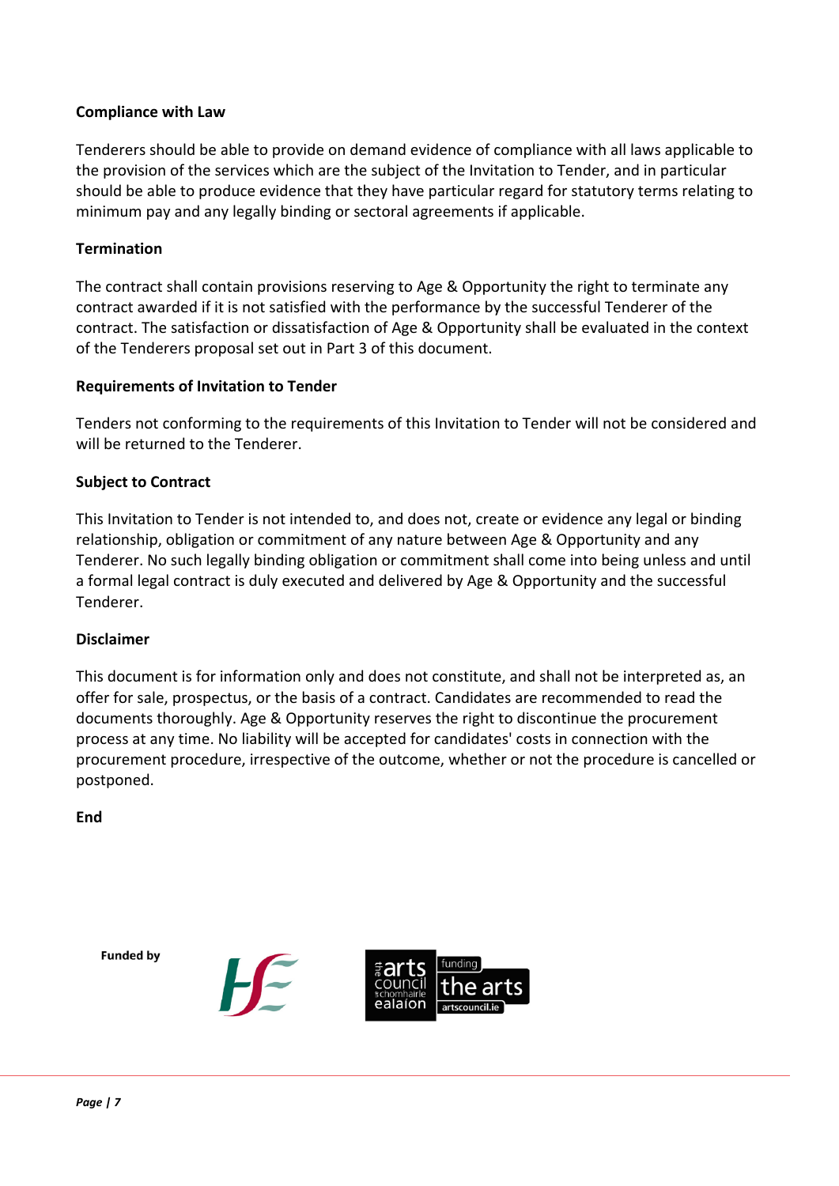**Compliance with Law**

Tenderers should be able to provide on demand evidence of compliance with all laws applicable to the provision of the services which are the subject of the Invitation to Tender, and in particular should be able to produce evidence that they have particular regard for statutory terms relating to minimum pay and any legally binding or sectoral agreements if applicable.

**Termination**

The contract shall contain provisions reserving to Age & Opportunity the right to terminate any contract awarded if it is not satisfied with the performance by the successful Tenderer of the contract. The satisfaction or dissatisfaction of Age & Opportunity shall be evaluated in the context of the Tenderers proposal set out in Part 3 of this document.

**Requirements of Invitation to Tender**

Tenders not conforming to the requirements of this Invitation to Tender will not be considered and will be returned to the Tenderer.

**Subject to Contract**

This Invitation to Tender is not intended to, and does not, create or evidence any legal or binding relationship, obligation or commitment of any nature between Age & Opportunity and any Tenderer. No such legally binding obligation or commitment shall come into being unless and until a formal legal contract is duly executed and delivered by Age & Opportunity and the successful Tenderer.

**Disclaimer**

This document is for information only and does not constitute, and shall not be interpreted as, an offer for sale, prospectus, or the basis of a contract. Candidates are recommended to read the documents thoroughly. Age & Opportunity reserves the right to discontinue the procurement process at any time. No liability will be accepted for candidates' costs in connection with the procurement procedure, irrespective of the outcome, whether or not the procedure is cancelled or postponed.

**End**

**Funded by**